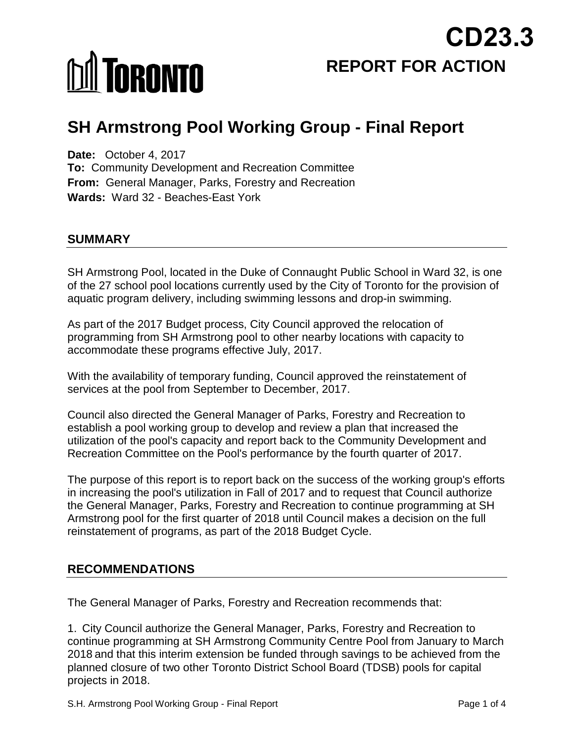CD23.3

# REPORT FOR ACTION

# SH Armstrong Pool Working Group - Final Report

**Date:** October 4, 2017
**To:** Community Development and Recreation Committee
**From:** General Manager, Parks, Forestry and Recreation
**Wards:** Ward 32 - Beaches-East York

## SUMMARY

SH Armstrong Pool, located in the Duke of Connaught Public School in Ward 32, is one of the 27 school pool locations currently used by the City of Toronto for the provision of aquatic program delivery, including swimming lessons and drop-in swimming.

As part of the 2017 Budget process, City Council approved the relocation of programming from SH Armstrong pool to other nearby locations with capacity to accommodate these programs effective July, 2017.

With the availability of temporary funding, Council approved the reinstatement of services at the pool from September to December, 2017.

Council also directed the General Manager of Parks, Forestry and Recreation to establish a pool working group to develop and review a plan that increased the utilization of the pool's capacity and report back to the Community Development and Recreation Committee on the Pool's performance by the fourth quarter of 2017.

The purpose of this report is to report back on the success of the working group's efforts in increasing the pool's utilization in Fall of 2017 and to request that Council authorize the General Manager, Parks, Forestry and Recreation to continue programming at SH Armstrong pool for the first quarter of 2018 until Council makes a decision on the full reinstatement of programs, as part of the 2018 Budget Cycle.

## RECOMMENDATIONS

The General Manager of Parks, Forestry and Recreation recommends that:

1. City Council authorize the General Manager, Parks, Forestry and Recreation to continue programming at SH Armstrong Community Centre Pool from January to March 2018 and that this interim extension be funded through savings to be achieved from the planned closure of two other Toronto District School Board (TDSB) pools for capital projects in 2018.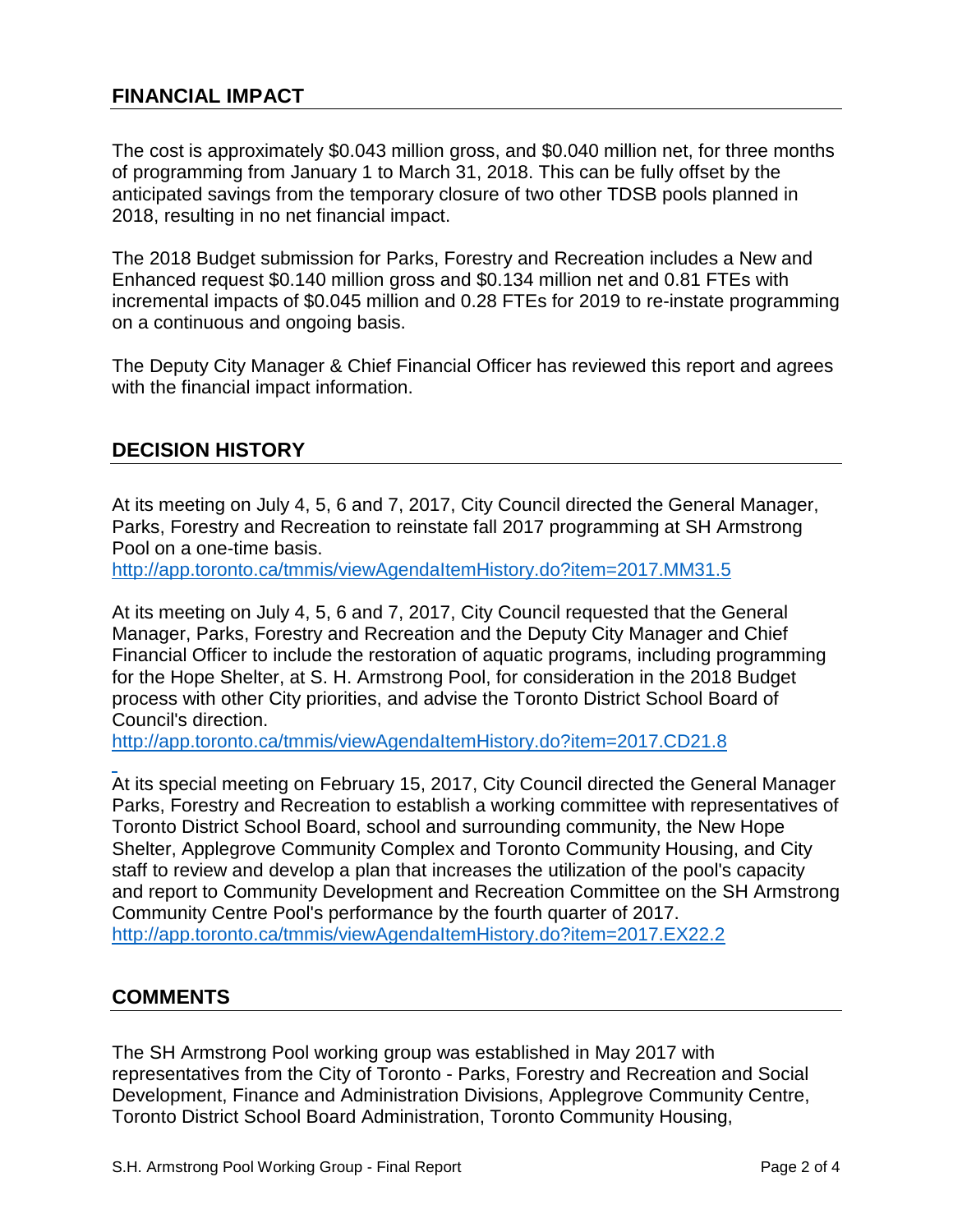## FINANCIAL IMPACT

The cost is approximately $0.043 million gross, and $0.040 million net, for three months of programming from January 1 to March 31, 2018. This can be fully offset by the anticipated savings from the temporary closure of two other TDSB pools planned in 2018, resulting in no net financial impact.

The 2018 Budget submission for Parks, Forestry and Recreation includes a New and Enhanced request $0.140 million gross and $0.134 million net and 0.81 FTEs with incremental impacts of $0.045 million and 0.28 FTEs for 2019 to re-instate programming on a continuous and ongoing basis.

The Deputy City Manager & Chief Financial Officer has reviewed this report and agrees with the financial impact information.

## DECISION HISTORY

At its meeting on July 4, 5, 6 and 7, 2017, City Council directed the General Manager, Parks, Forestry and Recreation to reinstate fall 2017 programming at SH Armstrong Pool on a one-time basis.
http://app.toronto.ca/tmmis/viewAgendaItemHistory.do?item=2017.MM31.5

At its meeting on July 4, 5, 6 and 7, 2017, City Council requested that the General Manager, Parks, Forestry and Recreation and the Deputy City Manager and Chief Financial Officer to include the restoration of aquatic programs, including programming for the Hope Shelter, at S. H. Armstrong Pool, for consideration in the 2018 Budget process with other City priorities, and advise the Toronto District School Board of Council's direction.
http://app.toronto.ca/tmmis/viewAgendaItemHistory.do?item=2017.CD21.8

At its special meeting on February 15, 2017, City Council directed the General Manager Parks, Forestry and Recreation to establish a working committee with representatives of Toronto District School Board, school and surrounding community, the New Hope Shelter, Applegrove Community Complex and Toronto Community Housing, and City staff to review and develop a plan that increases the utilization of the pool's capacity and report to Community Development and Recreation Committee on the SH Armstrong Community Centre Pool's performance by the fourth quarter of 2017.
http://app.toronto.ca/tmmis/viewAgendaItemHistory.do?item=2017.EX22.2

## COMMENTS

The SH Armstrong Pool working group was established in May 2017 with representatives from the City of Toronto - Parks, Forestry and Recreation and Social Development, Finance and Administration Divisions, Applegrove Community Centre, Toronto District School Board Administration, Toronto Community Housing,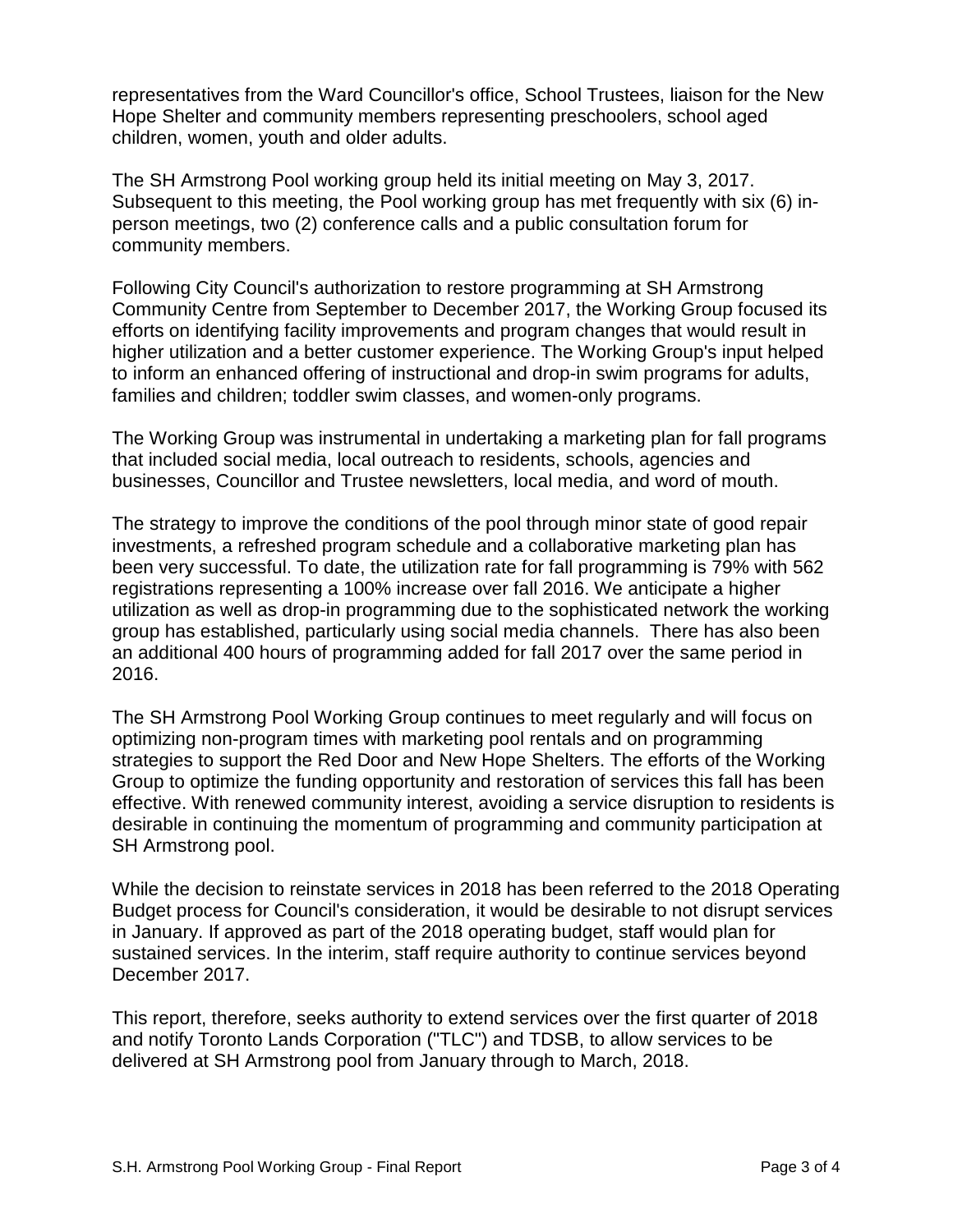representatives from the Ward Councillor's office, School Trustees, liaison for the New Hope Shelter and community members representing preschoolers, school aged children, women, youth and older adults.

The SH Armstrong Pool working group held its initial meeting on May 3, 2017. Subsequent to this meeting, the Pool working group has met frequently with six (6) in-person meetings, two (2) conference calls and a public consultation forum for community members.

Following City Council's authorization to restore programming at SH Armstrong Community Centre from September to December 2017, the Working Group focused its efforts on identifying facility improvements and program changes that would result in higher utilization and a better customer experience. The Working Group's input helped to inform an enhanced offering of instructional and drop-in swim programs for adults, families and children; toddler swim classes, and women-only programs.

The Working Group was instrumental in undertaking a marketing plan for fall programs that included social media, local outreach to residents, schools, agencies and businesses, Councillor and Trustee newsletters, local media, and word of mouth.

The strategy to improve the conditions of the pool through minor state of good repair investments, a refreshed program schedule and a collaborative marketing plan has been very successful. To date, the utilization rate for fall programming is 79% with 562 registrations representing a 100% increase over fall 2016. We anticipate a higher utilization as well as drop-in programming due to the sophisticated network the working group has established, particularly using social media channels. There has also been an additional 400 hours of programming added for fall 2017 over the same period in 2016.

The SH Armstrong Pool Working Group continues to meet regularly and will focus on optimizing non-program times with marketing pool rentals and on programming strategies to support the Red Door and New Hope Shelters. The efforts of the Working Group to optimize the funding opportunity and restoration of services this fall has been effective. With renewed community interest, avoiding a service disruption to residents is desirable in continuing the momentum of programming and community participation at SH Armstrong pool.

While the decision to reinstate services in 2018 has been referred to the 2018 Operating Budget process for Council's consideration, it would be desirable to not disrupt services in January. If approved as part of the 2018 operating budget, staff would plan for sustained services. In the interim, staff require authority to continue services beyond December 2017.

This report, therefore, seeks authority to extend services over the first quarter of 2018 and notify Toronto Lands Corporation ("TLC") and TDSB, to allow services to be delivered at SH Armstrong pool from January through to March, 2018.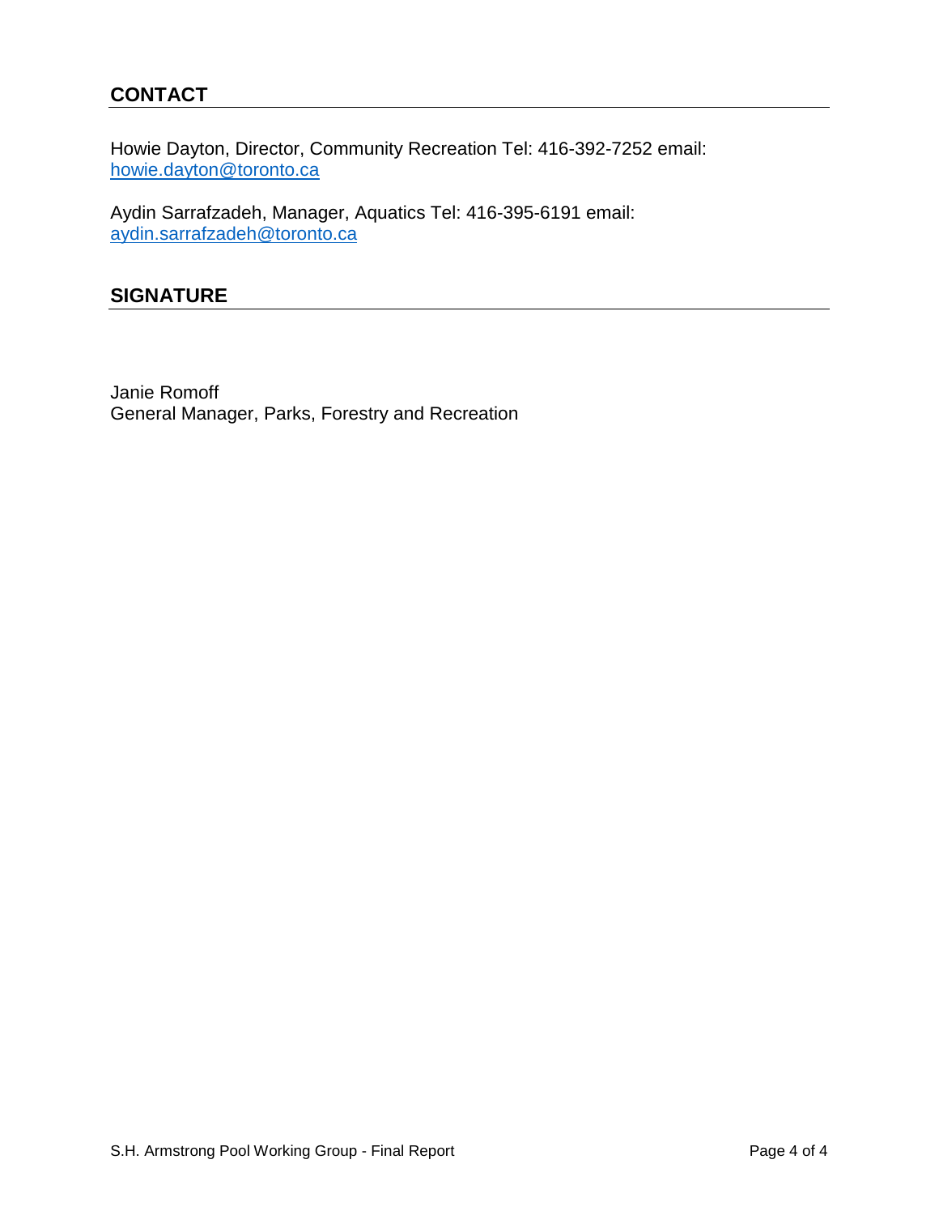## CONTACT

Howie Dayton, Director, Community Recreation Tel: 416-392-7252 email: howie.dayton@toronto.ca

Aydin Sarrafzadeh, Manager, Aquatics Tel: 416-395-6191 email: aydin.sarrafzadeh@toronto.ca

## SIGNATURE

Janie Romoff
General Manager, Parks, Forestry and Recreation